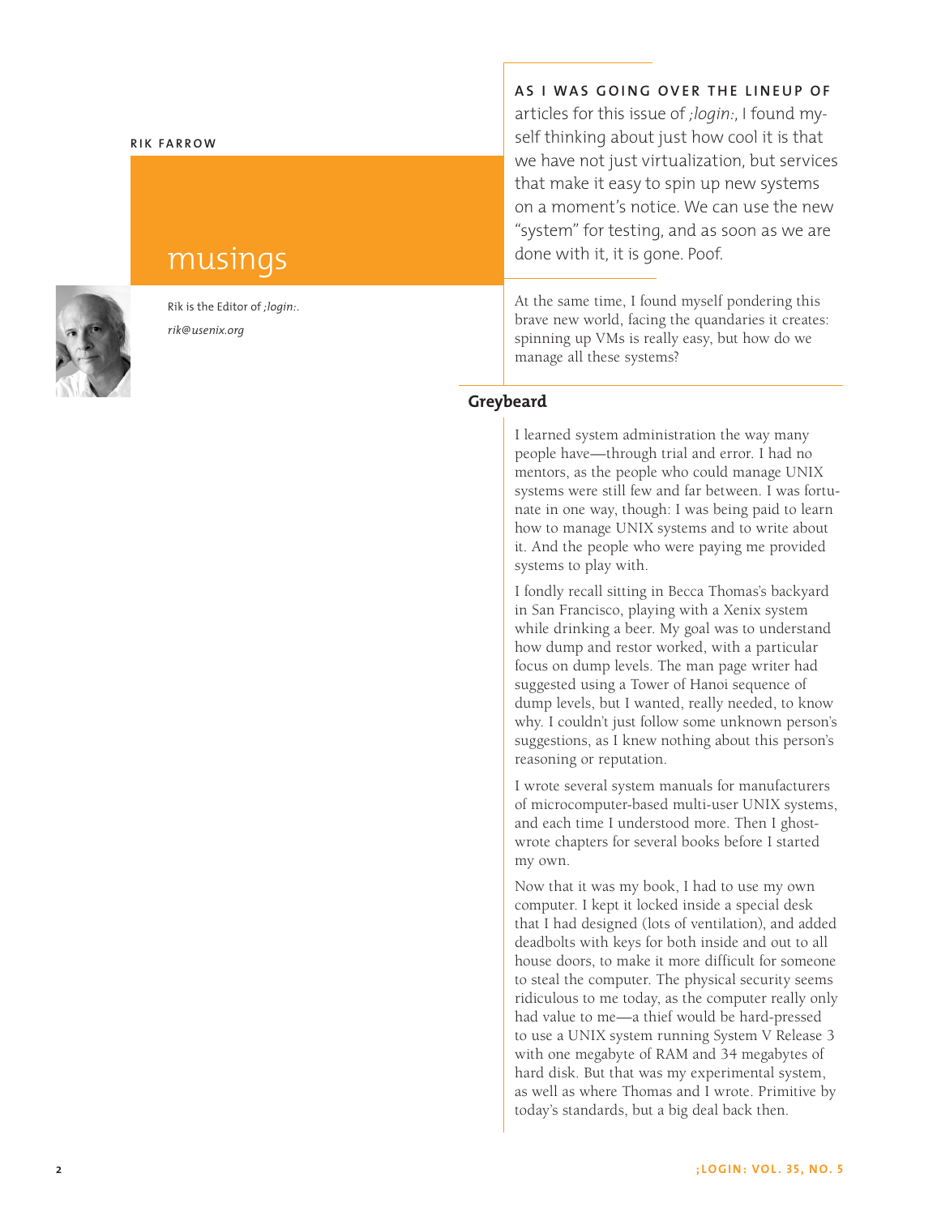RIK FARROW

# musings

Rik is the Editor of *;login:*.

*rik@usenix.org*

**AS I WAS GOING OVER THE LINEUP OF** articles for this issue of *;login:*, I found myself thinking about just how cool it is that we have not just virtualization, but services that make it easy to spin up new systems on a moment's notice. We can use the new "system" for testing, and as soon as we are done with it, it is gone. Poof.

At the same time, I found myself pondering this brave new world, facing the quandaries it creates: spinning up VMs is really easy, but how do we manage all these systems?

## Greybeard

I learned system administration the way many people have—through trial and error. I had no mentors, as the people who could manage UNIX systems were still few and far between. I was fortunate in one way, though: I was being paid to learn how to manage UNIX systems and to write about it. And the people who were paying me provided systems to play with.

I fondly recall sitting in Becca Thomas's backyard in San Francisco, playing with a Xenix system while drinking a beer. My goal was to understand how dump and restor worked, with a particular focus on dump levels. The man page writer had suggested using a Tower of Hanoi sequence of dump levels, but I wanted, really needed, to know why. I couldn't just follow some unknown person's suggestions, as I knew nothing about this person's reasoning or reputation.

I wrote several system manuals for manufacturers of microcomputer-based multi-user UNIX systems, and each time I understood more. Then I ghost-wrote chapters for several books before I started my own.

Now that it was my book, I had to use my own computer. I kept it locked inside a special desk that I had designed (lots of ventilation), and added deadbolts with keys for both inside and out to all house doors, to make it more difficult for someone to steal the computer. The physical security seems ridiculous to me today, as the computer really only had value to me—a thief would be hard-pressed to use a UNIX system running System V Release 3 with one megabyte of RAM and 34 megabytes of hard disk. But that was my experimental system, as well as where Thomas and I wrote. Primitive by today's standards, but a big deal back then.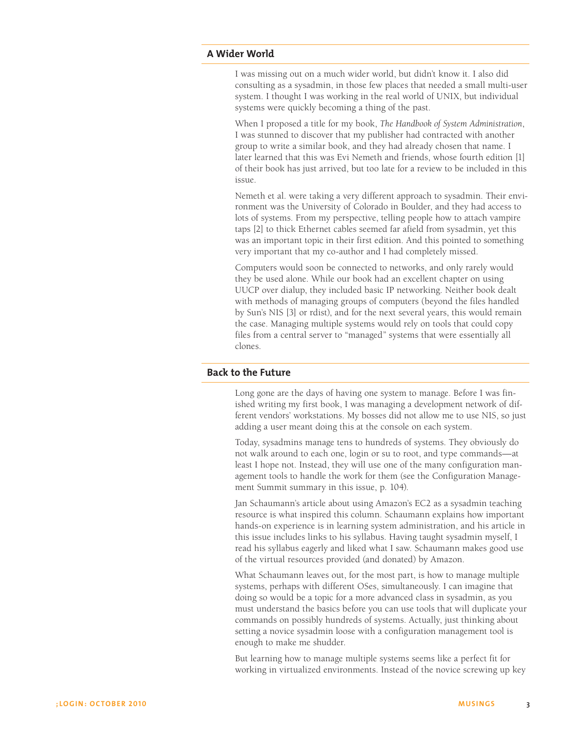## A Wider World

I was missing out on a much wider world, but didn't know it. I also did consulting as a sysadmin, in those few places that needed a small multi-user system. I thought I was working in the real world of UNIX, but individual systems were quickly becoming a thing of the past.

When I proposed a title for my book, *The Handbook of System Administration*, I was stunned to discover that my publisher had contracted with another group to write a similar book, and they had already chosen that name. I later learned that this was Evi Nemeth and friends, whose fourth edition [1] of their book has just arrived, but too late for a review to be included in this issue.

Nemeth et al. were taking a very different approach to sysadmin. Their environment was the University of Colorado in Boulder, and they had access to lots of systems. From my perspective, telling people how to attach vampire taps [2] to thick Ethernet cables seemed far afield from sysadmin, yet this was an important topic in their first edition. And this pointed to something very important that my co-author and I had completely missed.

Computers would soon be connected to networks, and only rarely would they be used alone. While our book had an excellent chapter on using UUCP over dialup, they included basic IP networking. Neither book dealt with methods of managing groups of computers (beyond the files handled by Sun's NIS [3] or rdist), and for the next several years, this would remain the case. Managing multiple systems would rely on tools that could copy files from a central server to "managed" systems that were essentially all clones.

## Back to the Future

Long gone are the days of having one system to manage. Before I was finished writing my first book, I was managing a development network of different vendors' workstations. My bosses did not allow me to use NIS, so just adding a user meant doing this at the console on each system.

Today, sysadmins manage tens to hundreds of systems. They obviously do not walk around to each one, login or su to root, and type commands—at least I hope not. Instead, they will use one of the many configuration management tools to handle the work for them (see the Configuration Management Summit summary in this issue, p. 104).

Jan Schaumann's article about using Amazon's EC2 as a sysadmin teaching resource is what inspired this column. Schaumann explains how important hands-on experience is in learning system administration, and his article in this issue includes links to his syllabus. Having taught sysadmin myself, I read his syllabus eagerly and liked what I saw. Schaumann makes good use of the virtual resources provided (and donated) by Amazon.

What Schaumann leaves out, for the most part, is how to manage multiple systems, perhaps with different OSes, simultaneously. I can imagine that doing so would be a topic for a more advanced class in sysadmin, as you must understand the basics before you can use tools that will duplicate your commands on possibly hundreds of systems. Actually, just thinking about setting a novice sysadmin loose with a configuration management tool is enough to make me shudder.

But learning how to manage multiple systems seems like a perfect fit for working in virtualized environments. Instead of the novice screwing up key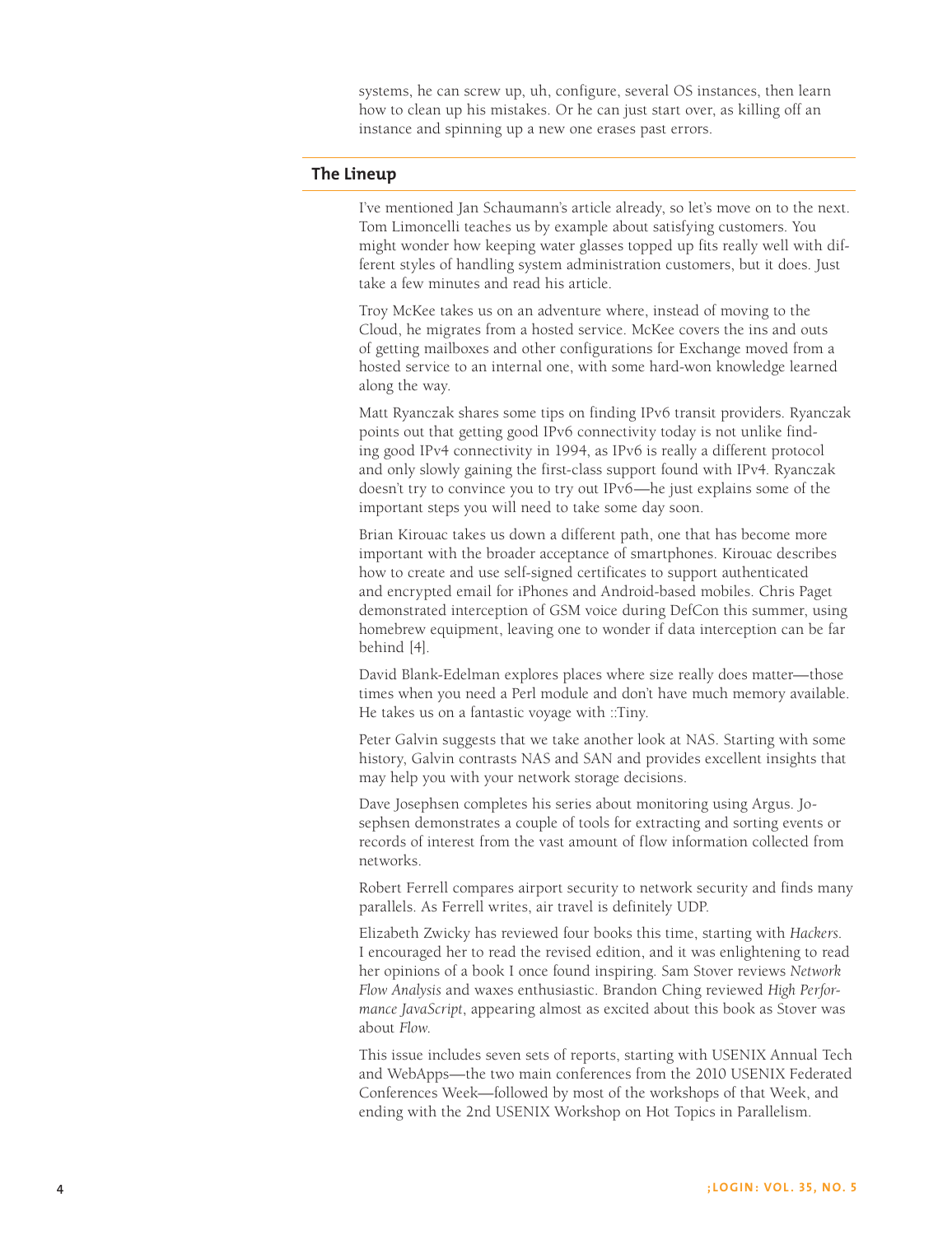systems, he can screw up, uh, configure, several OS instances, then learn how to clean up his mistakes. Or he can just start over, as killing off an instance and spinning up a new one erases past errors.

## The Lineup

I've mentioned Jan Schaumann's article already, so let's move on to the next. Tom Limoncelli teaches us by example about satisfying customers. You might wonder how keeping water glasses topped up fits really well with different styles of handling system administration customers, but it does. Just take a few minutes and read his article.

Troy McKee takes us on an adventure where, instead of moving to the Cloud, he migrates from a hosted service. McKee covers the ins and outs of getting mailboxes and other configurations for Exchange moved from a hosted service to an internal one, with some hard-won knowledge learned along the way.

Matt Ryanczak shares some tips on finding IPv6 transit providers. Ryanczak points out that getting good IPv6 connectivity today is not unlike finding good IPv4 connectivity in 1994, as IPv6 is really a different protocol and only slowly gaining the first-class support found with IPv4. Ryanczak doesn't try to convince you to try out IPv6—he just explains some of the important steps you will need to take some day soon.

Brian Kirouac takes us down a different path, one that has become more important with the broader acceptance of smartphones. Kirouac describes how to create and use self-signed certificates to support authenticated and encrypted email for iPhones and Android-based mobiles. Chris Paget demonstrated interception of GSM voice during DefCon this summer, using homebrew equipment, leaving one to wonder if data interception can be far behind [4].

David Blank-Edelman explores places where size really does matter—those times when you need a Perl module and don't have much memory available. He takes us on a fantastic voyage with ::Tiny.

Peter Galvin suggests that we take another look at NAS. Starting with some history, Galvin contrasts NAS and SAN and provides excellent insights that may help you with your network storage decisions.

Dave Josephsen completes his series about monitoring using Argus. Josephsen demonstrates a couple of tools for extracting and sorting events or records of interest from the vast amount of flow information collected from networks.

Robert Ferrell compares airport security to network security and finds many parallels. As Ferrell writes, air travel is definitely UDP.

Elizabeth Zwicky has reviewed four books this time, starting with *Hackers*. I encouraged her to read the revised edition, and it was enlightening to read her opinions of a book I once found inspiring. Sam Stover reviews *Network Flow Analysis* and waxes enthusiastic. Brandon Ching reviewed *High Performance JavaScript*, appearing almost as excited about this book as Stover was about *Flow*.

This issue includes seven sets of reports, starting with USENIX Annual Tech and WebApps—the two main conferences from the 2010 USENIX Federated Conferences Week—followed by most of the workshops of that Week, and ending with the 2nd USENIX Workshop on Hot Topics in Parallelism.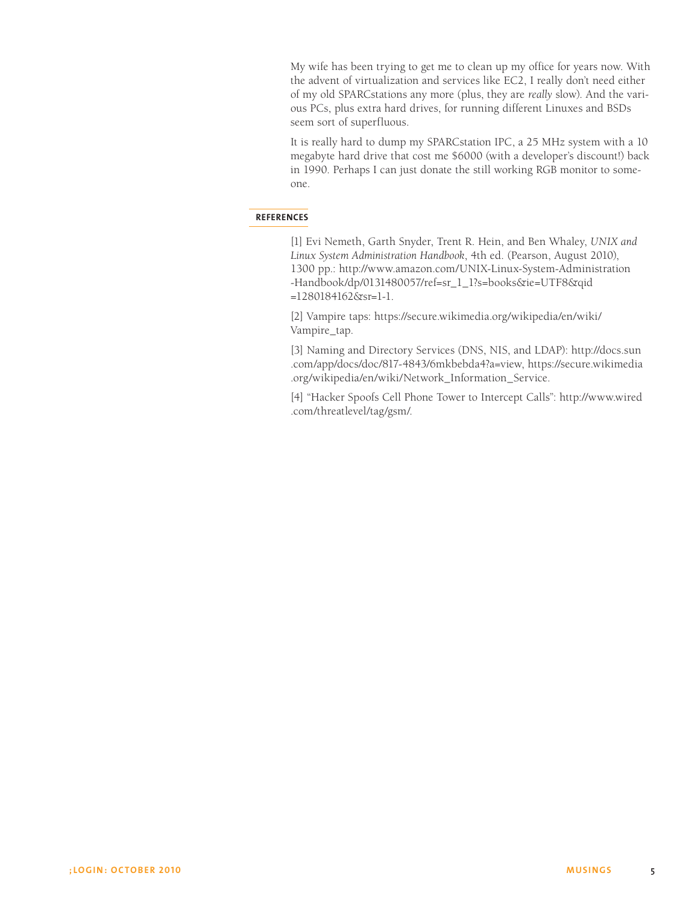My wife has been trying to get me to clean up my office for years now. With the advent of virtualization and services like EC2, I really don't need either of my old SPARCstations any more (plus, they are *really* slow). And the various PCs, plus extra hard drives, for running different Linuxes and BSDs seem sort of superfluous.

It is really hard to dump my SPARCstation IPC, a 25 MHz system with a 10 megabyte hard drive that cost me $6000 (with a developer's discount!) back in 1990. Perhaps I can just donate the still working RGB monitor to someone.

## REFERENCES

[1] Evi Nemeth, Garth Snyder, Trent R. Hein, and Ben Whaley, *UNIX and Linux System Administration Handbook*, 4th ed. (Pearson, August 2010), 1300 pp.: http://www.amazon.com/UNIX-Linux-System-Administration-Handbook/dp/0131480057/ref=sr_1_1?s=books&ie=UTF8&qid=1280184162&sr=1-1.

[2] Vampire taps: https://secure.wikimedia.org/wikipedia/en/wiki/Vampire_tap.

[3] Naming and Directory Services (DNS, NIS, and LDAP): http://docs.sun.com/app/docs/doc/817-4843/6mkbebda4?a=view, https://secure.wikimedia.org/wikipedia/en/wiki/Network_Information_Service.

[4] "Hacker Spoofs Cell Phone Tower to Intercept Calls": http://www.wired.com/threatlevel/tag/gsm/.